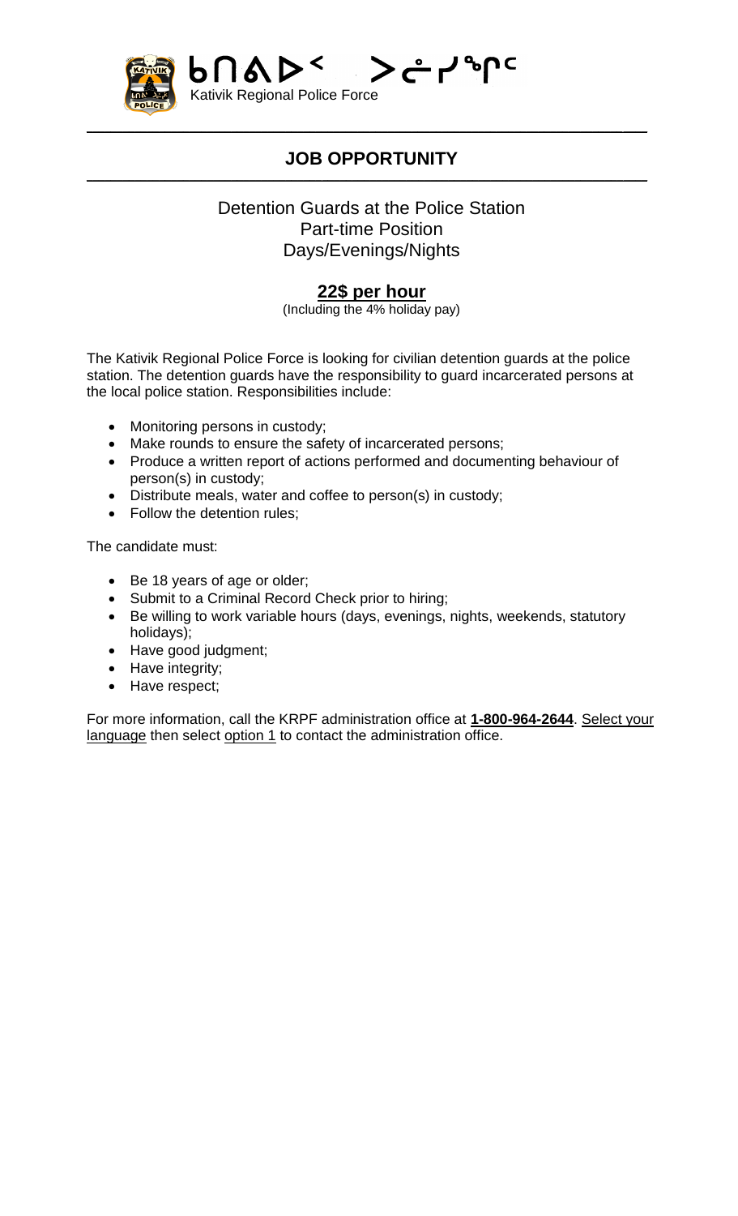ᑲᑎᕝᐅᑉ ᐳᓖᓯᒃᑯᑦ
Kativik Regional Police Force

## JOB OPPORTUNITY

Detention Guards at the Police Station
Part-time Position
Days/Evenings/Nights

**22$ per hour**
(Including the 4% holiday pay)

The Kativik Regional Police Force is looking for civilian detention guards at the police station. The detention guards have the responsibility to guard incarcerated persons at the local police station. Responsibilities include:

- Monitoring persons in custody;
- Make rounds to ensure the safety of incarcerated persons;
- Produce a written report of actions performed and documenting behaviour of person(s) in custody;
- Distribute meals, water and coffee to person(s) in custody;
- Follow the detention rules;

The candidate must:

- Be 18 years of age or older;
- Submit to a Criminal Record Check prior to hiring;
- Be willing to work variable hours (days, evenings, nights, weekends, statutory holidays);
- Have good judgment;
- Have integrity;
- Have respect;

For more information, call the KRPF administration office at **1-800-964-2644**. Select your language then select option 1 to contact the administration office.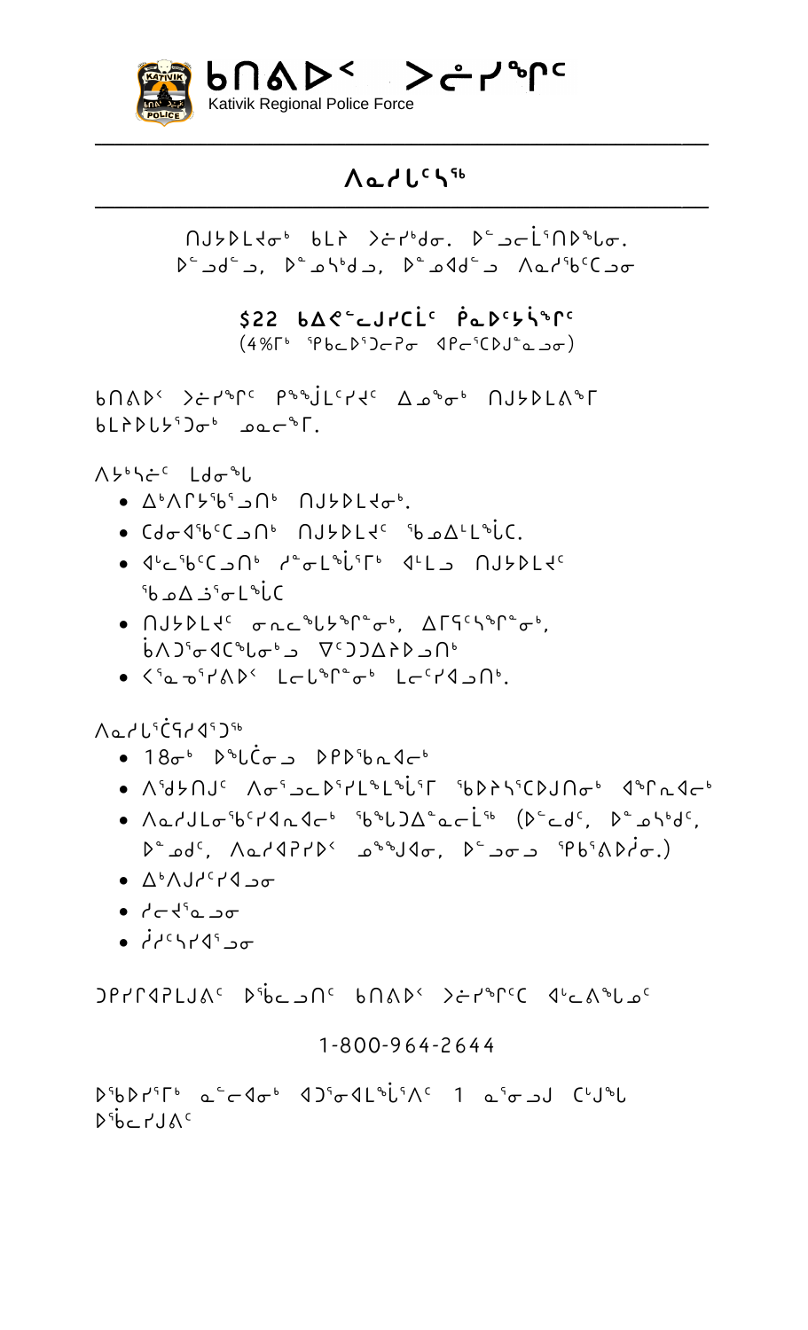ᑲᑎᕝᕕᒃ ᐳᓖᓯᖏᑦ
Kativik Regional Police Force

## ᐱᓇᓱᒪᑦᓴᖅ

ᑎᑐᔭᐅᒪᔪᓂᒃ ᑲᒪᕉ ᐳᓖᓯᒃᑯᓂ. ᐅᓪᓗᓕᒫᑎᐅᖃᓂ.
ᐅᓪᓗᑯᓪᓗ, ᐅᓐᓄᓴᒃᑯᓗ, ᐅᓐᓄᐊᒍᓪᓗ ᐱᓇᓱᖃᑦᑕᓗᓂ

**$22 ᑲᐃᕙᓪᓚᒍᓯᑕᒫᑦ ᕿᓇᐅᑦᔭᕐᔪᖏᑦ**
(4%ᒥᒃ ᖃᑲᓚᐅᕐᑐᓕᕈᓂ ᐊᑭᓕᖅᑕᐅᒍᓐᓇᓗᓂ)

ᑲᑎᕝᕕᒃ ᐳᓖᓯᖏᑦ ᑭᖕᒨᒪᑦᓯᔪᑦ ᐃᓄᖕᓂᒃ ᑎᑐᔭᐅᒪᕝᕕᒥ ᑲᒪᔨᐅᒐᔭᕐᑐᓂᒃ ᓄᓇᓕᖕᒥ.

ᐱᔭᒃᓴᖁᑦ ᒪᑯᓂᖕᒪ
- ᐃᑉᐱᒥᔭᖅᑲᕐᓗᑎᒃ ᑎᑐᔭᐅᒪᔪᓂᒃ.
- ᑕᑯᓂᐊᖅᑲᑦᑕᓗᑎᒃ ᑎᑐᔭᐅᒪᔪᑦ ᖃᓄᐃᒻᒪᖕᒫᑕ.
- ᐊᒡᓚᖅᑲᑦᑕᓗᑎᒃ ᓱᓐᓂᒪᖕᒫᕐᒥᒃ ᐊᒻᒪᓗ ᑎᑐᔭᐅᒪᔪᑦ ᖃᓄᐃᓘᕐᓂᒪᖕᒫᑕ
- ᑎᑐᔭᐅᒪᔪᑦ ᓂᕆᓚᖕᒪᔭᖕᒥᓐᓂᒃ, ᐃᒥᕋᑦᓴᖕᒥᓐᓂᒃ, ᑳᐱᑐᕐᓂᐊᑕᖕᒪᓂᒃᓗ ᐁᑦᑐᑐᐃᕈᐅᓗᑎᒃ
- ᐸᕐᓇᕐᓯᕝᕕᐅᑉ ᒪᓚᖕᒥᓐᓂᒃ ᒪᓕᑦᓯᐊᓗᑎᒃ.

ᐱᓇᓱᒪᕐᑖᓯᐊᕐᑐᖅ
- 18ᓂᒃ ᐅᖕᒪᑖᓂᓗ ᐅᑭᐅᖃᕆᐊᓕᒃ
- ᐱᕐᑯᔭᑎᑐᑦ ᐱᓂᕐᓗᓚᐅᕐᓯᒪᖕᒪᖕᒫᕐᒥ ᖃᐅᔨᓴᖅᑕᐅᒍᑎᓂᒃ ᐊᖏᕆᐊᓕᒃ
- ᐱᓇᓱᒍᒪᓂᖅᑲᑦᓯᐊᕆᐊᓕᒃ ᖃᖕᒪᑐᐃᓐᓇᓕᒫᖅ (ᐅᓪᓚᑯᑦ, ᐅᓐᓄᓴᒃᑯᑦ, ᐅᓐᓄᑯᑦ, ᐱᓇᓱᐊᕈᓯᐅᑉ ᓄᖕᒍᐊᓂ, ᐅᓪᓗᓂᓗ ᖃᑲᕐᕕᐅᔩᓂ.)
- ᐃᒃᐱᒍᓱᑦᓯᐊᓗᓂ
- ᓱᓕᔪᕐᓇᓗᓂ
- ᓲᓯᑦᓴᓯᐊᕐᓗᓂ

ᑐᑭᓯᒋᐊᕈᒪᒍᕝᕕᑦ ᐅᖄᓚᓗᑎᑦ ᑲᑎᕝᕕᒃ ᐳᓖᓯᖏᑦᑕ ᐊᒡᓚᕝᕕᖓᓐᓄᑦ

1-800-964-2644

ᐅᖄᐅᓯᕐᒥᒃ ᓇᓪᓕᐊᓂᒃ ᐊᑐᕐᓂᐊᒪᖕᒫᕐᐱᑦ 1 ᓇᕐᓂᓗᒍ ᑕᒡᒍᖕᒪ ᐅᖄᓚᓯᒍᕝᕕᑦ